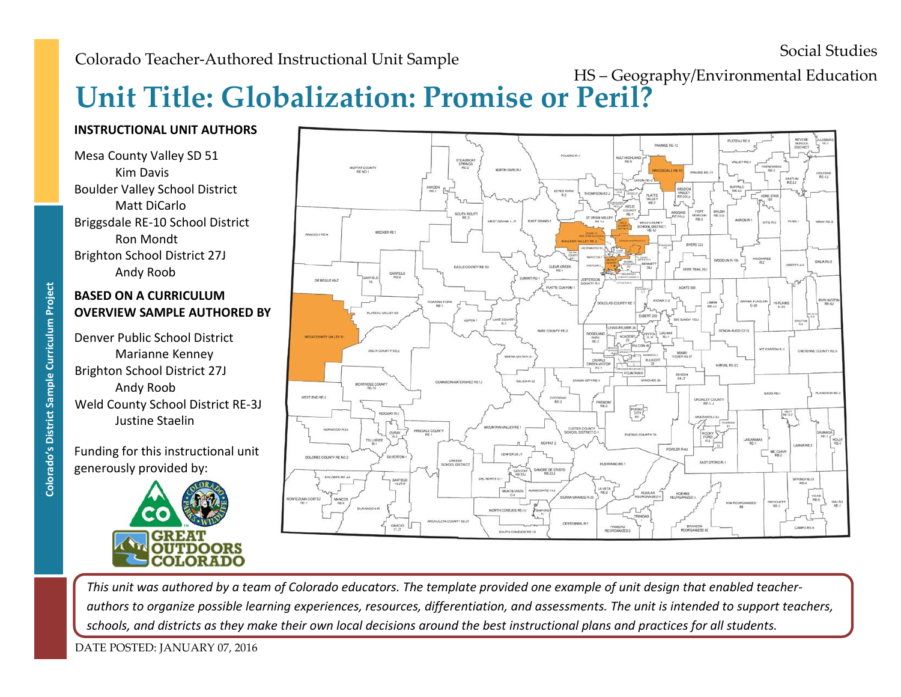Colorado Teacher-Authored Instructional Unit Sample

Social Studies

HS – Geography/Environmental Education

# Unit Title: Globalization: Promise or Peril?

**INSTRUCTIONAL UNIT AUTHORS**

Mesa County Valley SD 51
Kim Davis
Boulder Valley School District
Matt DiCarlo
Briggsdale RE-10 School District
Ron Mondt
Brighton School District 27J
Andy Roob

**BASED ON A CURRICULUM OVERVIEW SAMPLE AUTHORED BY**

Denver Public School District
Marianne Kenney
Brighton School District 27J
Andy Roob
Weld County School District RE-3J
Justine Staelin

Funding for this instructional unit generously provided by:

*This unit was authored by a team of Colorado educators. The template provided one example of unit design that enabled teacher-authors to organize possible learning experiences, resources, differentiation, and assessments. The unit is intended to support teachers, schools, and districts as they make their own local decisions around the best instructional plans and practices for all students.*

DATE POSTED: JANUARY 07, 2016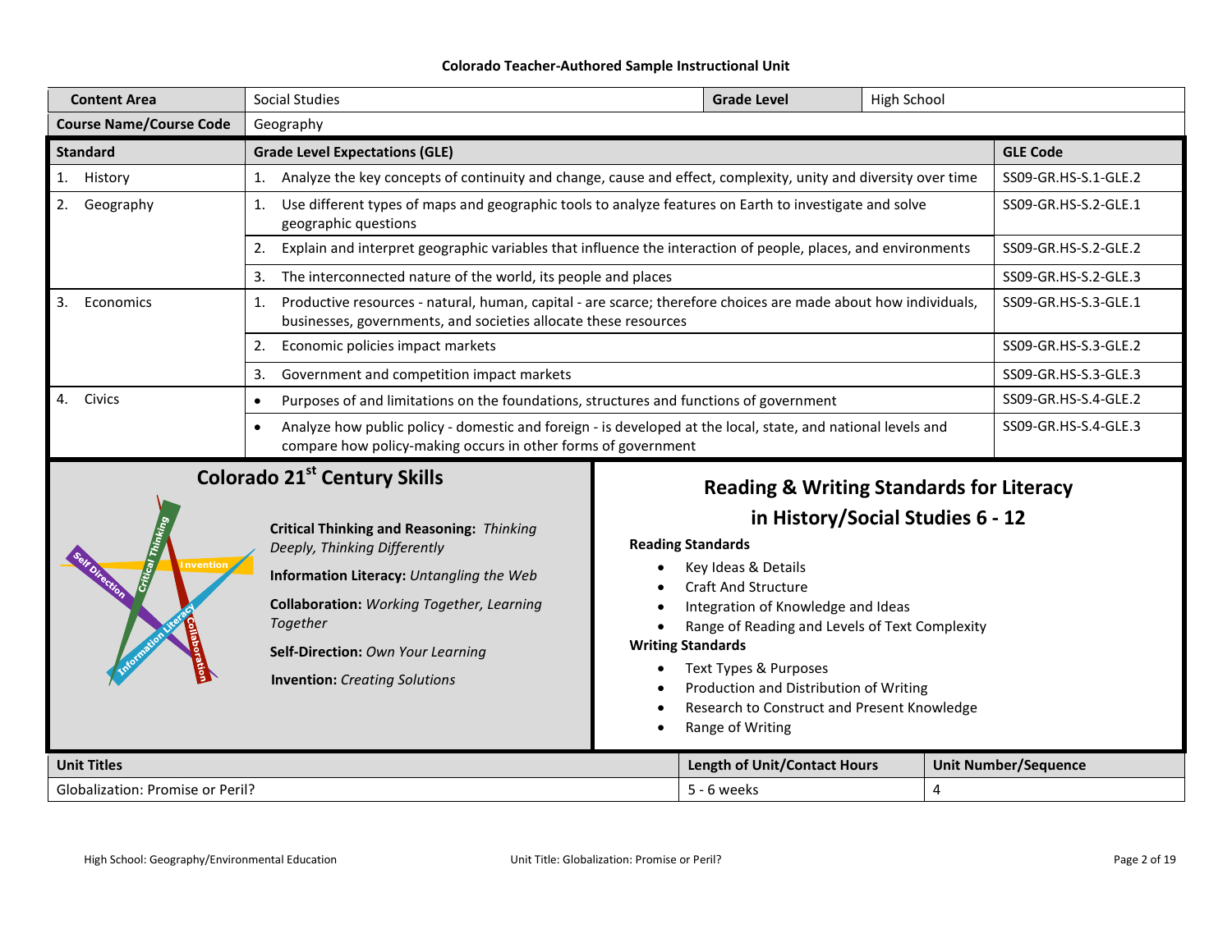**Colorado Teacher-Authored Sample Instructional Unit**

| **Content Area** | Social Studies | **Grade Level** | High School |
|---|---|---|---|
| **Course Name/Course Code** | Geography | | |

| **Standard** | **Grade Level Expectations (GLE)** | **GLE Code** |
|---|---|---|
| 1. History | 1. Analyze the key concepts of continuity and change, cause and effect, complexity, unity and diversity over time | SS09-GR.HS-S.1-GLE.2 |
| 2. Geography | 1. Use different types of maps and geographic tools to analyze features on Earth to investigate and solve geographic questions | SS09-GR.HS-S.2-GLE.1 |
| | 2. Explain and interpret geographic variables that influence the interaction of people, places, and environments | SS09-GR.HS-S.2-GLE.2 |
| | 3. The interconnected nature of the world, its people and places | SS09-GR.HS-S.2-GLE.3 |
| 3. Economics | 1. Productive resources - natural, human, capital - are scarce; therefore choices are made about how individuals, businesses, governments, and societies allocate these resources | SS09-GR.HS-S.3-GLE.1 |
| | 2. Economic policies impact markets | SS09-GR.HS-S.3-GLE.2 |
| | 3. Government and competition impact markets | SS09-GR.HS-S.3-GLE.3 |
| 4. Civics | • Purposes of and limitations on the foundations, structures and functions of government | SS09-GR.HS-S.4-GLE.2 |
| | • Analyze how public policy - domestic and foreign - is developed at the local, state, and national levels and compare how policy-making occurs in other forms of government | SS09-GR.HS-S.4-GLE.3 |

## Colorado 21st Century Skills

**Critical Thinking and Reasoning:** *Thinking Deeply, Thinking Differently*

**Information Literacy:** *Untangling the Web*

**Collaboration:** *Working Together, Learning Together*

**Self-Direction:** *Own Your Learning*

**Invention:** *Creating Solutions*

## Reading & Writing Standards for Literacy in History/Social Studies 6 - 12

**Reading Standards**

- Key Ideas & Details
- Craft And Structure
- Integration of Knowledge and Ideas
- Range of Reading and Levels of Text Complexity

**Writing Standards**

- Text Types & Purposes
- Production and Distribution of Writing
- Research to Construct and Present Knowledge
- Range of Writing

| **Unit Titles** | **Length of Unit/Contact Hours** | **Unit Number/Sequence** |
|---|---|---|
| Globalization: Promise or Peril? | 5 - 6 weeks | 4 |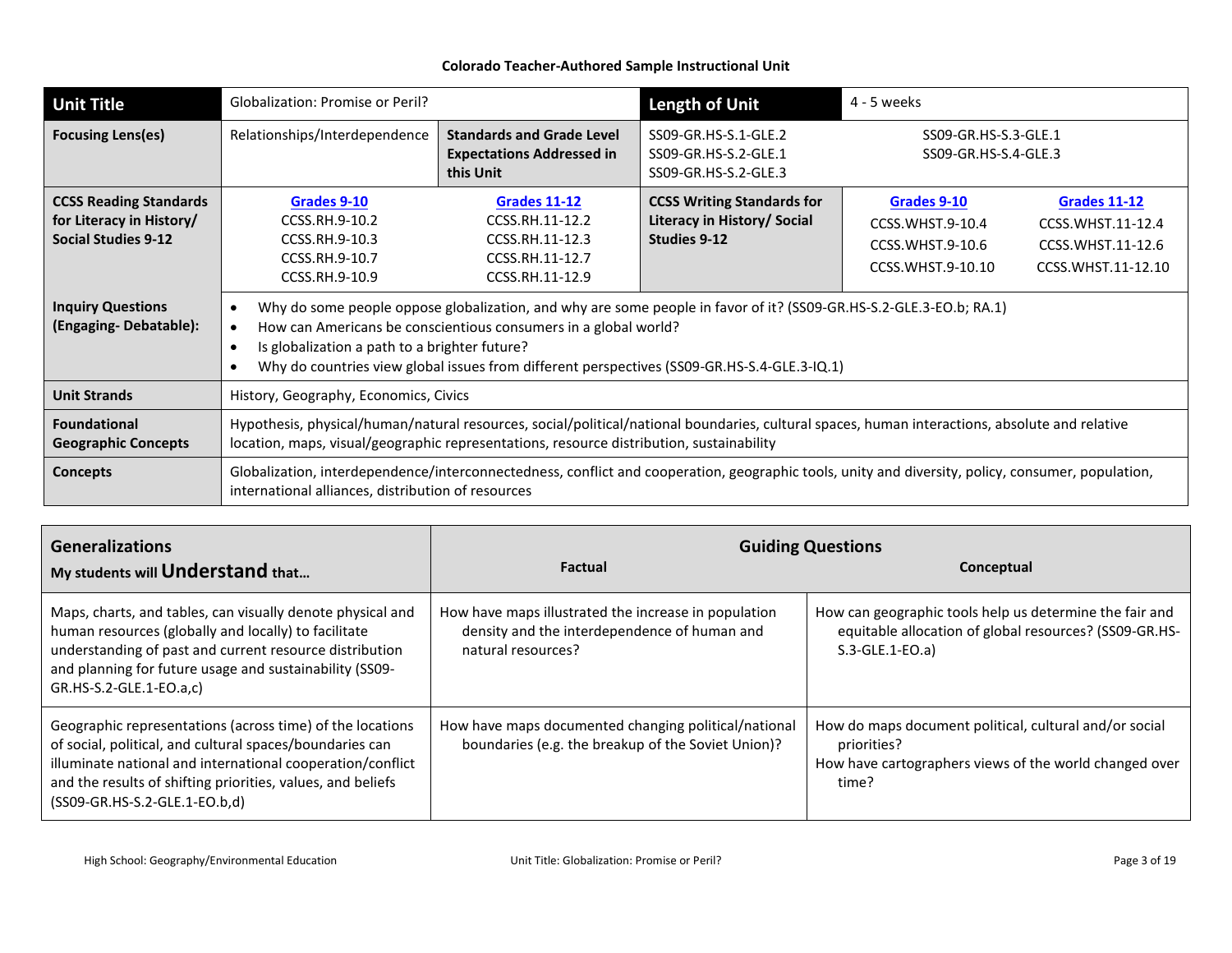**Colorado Teacher-Authored Sample Instructional Unit**

| **Unit Title** | Globalization: Promise or Peril? | | **Length of Unit** | 4 - 5 weeks | |
|---|---|---|---|---|---|
| **Focusing Lens(es)** | Relationships/Interdependence | **Standards and Grade Level Expectations Addressed in this Unit** | SS09-GR.HS-S.1-GLE.2<br>SS09-GR.HS-S.2-GLE.1<br>SS09-GR.HS-S.2-GLE.3 | SS09-GR.HS-S.3-GLE.1<br>SS09-GR.HS-S.4-GLE.3 | |
| **CCSS Reading Standards for Literacy in History/ Social Studies 9-12** | [Grades 9-10](#)<br>CCSS.RH.9-10.2<br>CCSS.RH.9-10.3<br>CCSS.RH.9-10.7<br>CCSS.RH.9-10.9 | [Grades 11-12](#)<br>CCSS.RH.11-12.2<br>CCSS.RH.11-12.3<br>CCSS.RH.11-12.7<br>CCSS.RH.11-12.9 | **CCSS Writing Standards for Literacy in History/ Social Studies 9-12** | [Grades 9-10](#)<br>CCSS.WHST.9-10.4<br>CCSS.WHST.9-10.6<br>CCSS.WHST.9-10.10 | [Grades 11-12](#)<br>CCSS.WHST.11-12.4<br>CCSS.WHST.11-12.6<br>CCSS.WHST.11-12.10 |
| **Inquiry Questions (Engaging- Debatable):** | • Why do some people oppose globalization, and why are some people in favor of it? (SS09-GR.HS-S.2-GLE.3-EO.b; RA.1)<br>• How can Americans be conscientious consumers in a global world?<br>• Is globalization a path to a brighter future?<br>• Why do countries view global issues from different perspectives (SS09-GR.HS-S.4-GLE.3-IQ.1) | | | | |
| **Unit Strands** | History, Geography, Economics, Civics | | | | |
| **Foundational Geographic Concepts** | Hypothesis, physical/human/natural resources, social/political/national boundaries, cultural spaces, human interactions, absolute and relative location, maps, visual/geographic representations, resource distribution, sustainability | | | | |
| **Concepts** | Globalization, interdependence/interconnectedness, conflict and cooperation, geographic tools, unity and diversity, policy, consumer, population, international alliances, distribution of resources | | | | |

| **Generalizations**<br>**My students will Understand that…** | **Guiding Questions**<br>**Factual** | **Conceptual** |
|---|---|---|
| Maps, charts, and tables, can visually denote physical and human resources (globally and locally) to facilitate understanding of past and current resource distribution and planning for future usage and sustainability (SS09-GR.HS-S.2-GLE.1-EO.a,c) | How have maps illustrated the increase in population density and the interdependence of human and natural resources? | How can geographic tools help us determine the fair and equitable allocation of global resources? (SS09-GR.HS-S.3-GLE.1-EO.a) |
| Geographic representations (across time) of the locations of social, political, and cultural spaces/boundaries can illuminate national and international cooperation/conflict and the results of shifting priorities, values, and beliefs (SS09-GR.HS-S.2-GLE.1-EO.b,d) | How have maps documented changing political/national boundaries (e.g. the breakup of the Soviet Union)? | How do maps document political, cultural and/or social priorities?<br>How have cartographers views of the world changed over time? |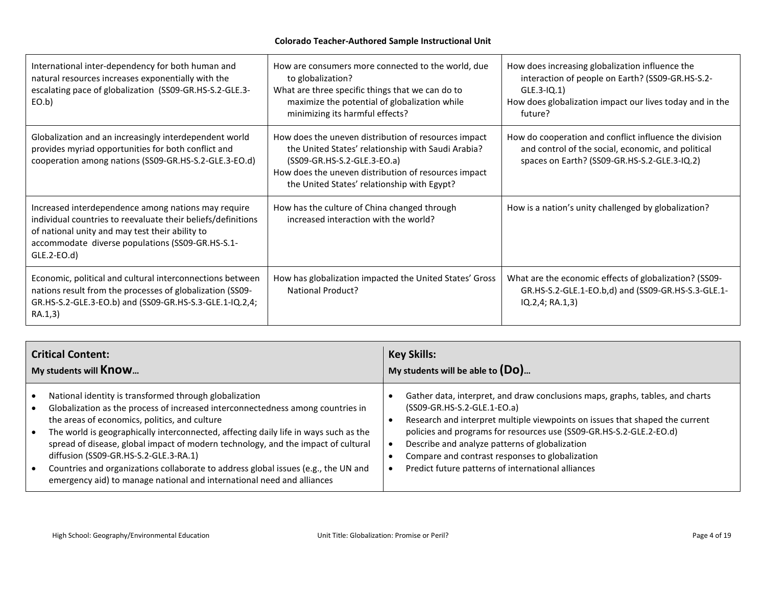| | | |
|---|---|---|
| International inter-dependency for both human and natural resources increases exponentially with the escalating pace of globalization (SS09-GR.HS-S.2-GLE.3-EO.b) | How are consumers more connected to the world, due to globalization?<br>What are three specific things that we can do to maximize the potential of globalization while minimizing its harmful effects? | How does increasing globalization influence the interaction of people on Earth? (SS09-GR.HS-S.2-GLE.3-IQ.1)<br>How does globalization impact our lives today and in the future? |
| Globalization and an increasingly interdependent world provides myriad opportunities for both conflict and cooperation among nations (SS09-GR.HS-S.2-GLE.3-EO.d) | How does the uneven distribution of resources impact the United States' relationship with Saudi Arabia? (SS09-GR.HS-S.2-GLE.3-EO.a)<br>How does the uneven distribution of resources impact the United States' relationship with Egypt? | How do cooperation and conflict influence the division and control of the social, economic, and political spaces on Earth? (SS09-GR.HS-S.2-GLE.3-IQ.2) |
| Increased interdependence among nations may require individual countries to reevaluate their beliefs/definitions of national unity and may test their ability to accommodate diverse populations (SS09-GR.HS-S.1-GLE.2-EO.d) | How has the culture of China changed through increased interaction with the world? | How is a nation's unity challenged by globalization? |
| Economic, political and cultural interconnections between nations result from the processes of globalization (SS09-GR.HS-S.2-GLE.3-EO.b) and (SS09-GR.HS-S.3-GLE.1-IQ.2,4; RA.1,3) | How has globalization impacted the United States' Gross National Product? | What are the economic effects of globalization? (SS09-GR.HS-S.2-GLE.1-EO.b,d) and (SS09-GR.HS-S.3-GLE.1-IQ.2,4; RA.1,3) |

| **Critical Content:**<br>**My students will Know…** | **Key Skills:**<br>**My students will be able to (Do)…** |
|---|---|
| • National identity is transformed through globalization<br>• Globalization as the process of increased interconnectedness among countries in the areas of economics, politics, and culture<br>• The world is geographically interconnected, affecting daily life in ways such as the spread of disease, global impact of modern technology, and the impact of cultural diffusion (SS09-GR.HS-S.2-GLE.3-RA.1)<br>• Countries and organizations collaborate to address global issues (e.g., the UN and emergency aid) to manage national and international need and alliances | • Gather data, interpret, and draw conclusions maps, graphs, tables, and charts (SS09-GR.HS-S.2-GLE.1-EO.a)<br>• Research and interpret multiple viewpoints on issues that shaped the current policies and programs for resources use (SS09-GR.HS-S.2-GLE.2-EO.d)<br>• Describe and analyze patterns of globalization<br>• Compare and contrast responses to globalization<br>• Predict future patterns of international alliances |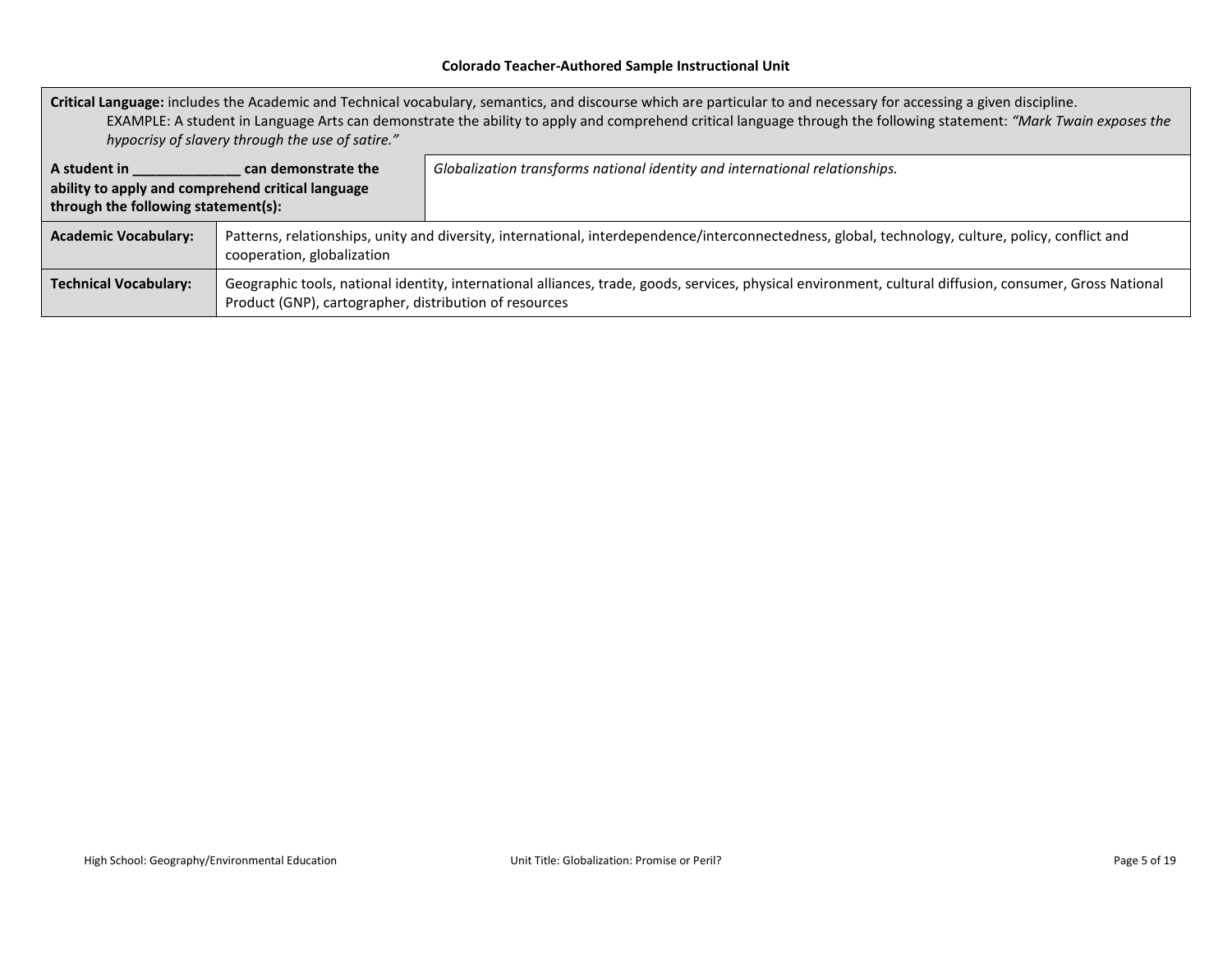| **Critical Language:** includes the Academic and Technical vocabulary, semantics, and discourse which are particular to and necessary for accessing a given discipline.<br>EXAMPLE: A student in Language Arts can demonstrate the ability to apply and comprehend critical language through the following statement: *"Mark Twain exposes the hypocrisy of slavery through the use of satire."* | |
|---|---|
| **A student in ______________ can demonstrate the ability to apply and comprehend critical language through the following statement(s):** | *Globalization transforms national identity and international relationships.* |
| **Academic Vocabulary:** | Patterns, relationships, unity and diversity, international, interdependence/interconnectedness, global, technology, culture, policy, conflict and cooperation, globalization |
| **Technical Vocabulary:** | Geographic tools, national identity, international alliances, trade, goods, services, physical environment, cultural diffusion, consumer, Gross National Product (GNP), cartographer, distribution of resources |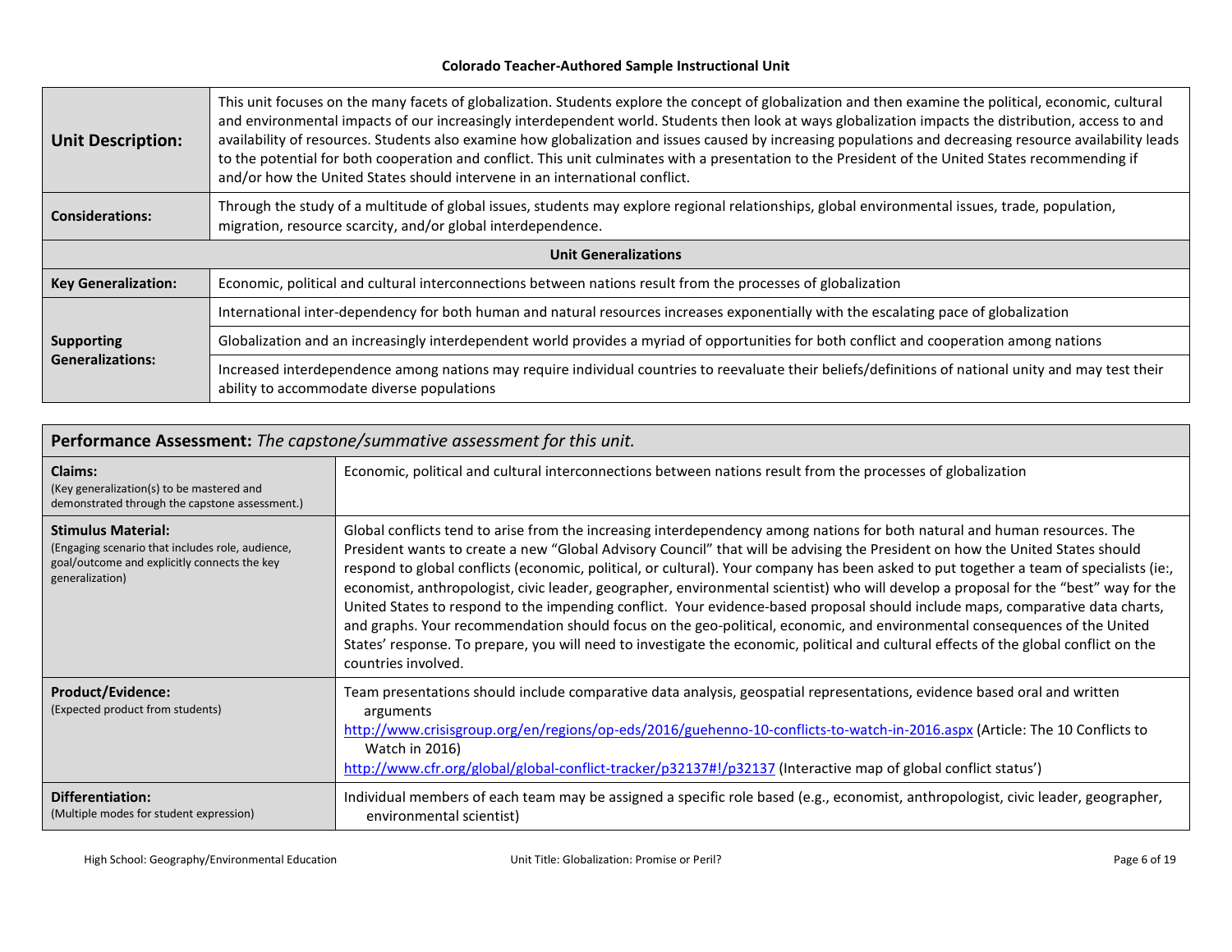**Colorado Teacher-Authored Sample Instructional Unit**

| | |
|---|---|
| **Unit Description:** | This unit focuses on the many facets of globalization. Students explore the concept of globalization and then examine the political, economic, cultural and environmental impacts of our increasingly interdependent world. Students then look at ways globalization impacts the distribution, access to and availability of resources. Students also examine how globalization and issues caused by increasing populations and decreasing resource availability leads to the potential for both cooperation and conflict. This unit culminates with a presentation to the President of the United States recommending if and/or how the United States should intervene in an international conflict. |
| **Considerations:** | Through the study of a multitude of global issues, students may explore regional relationships, global environmental issues, trade, population, migration, resource scarcity, and/or global interdependence. |
| **Unit Generalizations** | |
| **Key Generalization:** | Economic, political and cultural interconnections between nations result from the processes of globalization |
| **Supporting Generalizations:** | International inter-dependency for both human and natural resources increases exponentially with the escalating pace of globalization |
| | Globalization and an increasingly interdependent world provides a myriad of opportunities for both conflict and cooperation among nations |
| | Increased interdependence among nations may require individual countries to reevaluate their beliefs/definitions of national unity and may test their ability to accommodate diverse populations |

| **Performance Assessment:** *The capstone/summative assessment for this unit.* | |
|---|---|
| **Claims:** (Key generalization(s) to be mastered and demonstrated through the capstone assessment.) | Economic, political and cultural interconnections between nations result from the processes of globalization |
| **Stimulus Material:** (Engaging scenario that includes role, audience, goal/outcome and explicitly connects the key generalization) | Global conflicts tend to arise from the increasing interdependency among nations for both natural and human resources. The President wants to create a new "Global Advisory Council" that will be advising the President on how the United States should respond to global conflicts (economic, political, or cultural). Your company has been asked to put together a team of specialists (ie:, economist, anthropologist, civic leader, geographer, environmental scientist) who will develop a proposal for the "best" way for the United States to respond to the impending conflict. Your evidence-based proposal should include maps, comparative data charts, and graphs. Your recommendation should focus on the geo-political, economic, and environmental consequences of the United States' response. To prepare, you will need to investigate the economic, political and cultural effects of the global conflict on the countries involved. |
| **Product/Evidence:** (Expected product from students) | Team presentations should include comparative data analysis, geospatial representations, evidence based oral and written arguments<br>http://www.crisisgroup.org/en/regions/op-eds/2016/guehenno-10-conflicts-to-watch-in-2016.aspx (Article: The 10 Conflicts to Watch in 2016)<br>http://www.cfr.org/global/global-conflict-tracker/p32137#!/p32137 (Interactive map of global conflict status') |
| **Differentiation:** (Multiple modes for student expression) | Individual members of each team may be assigned a specific role based (e.g., economist, anthropologist, civic leader, geographer, environmental scientist) |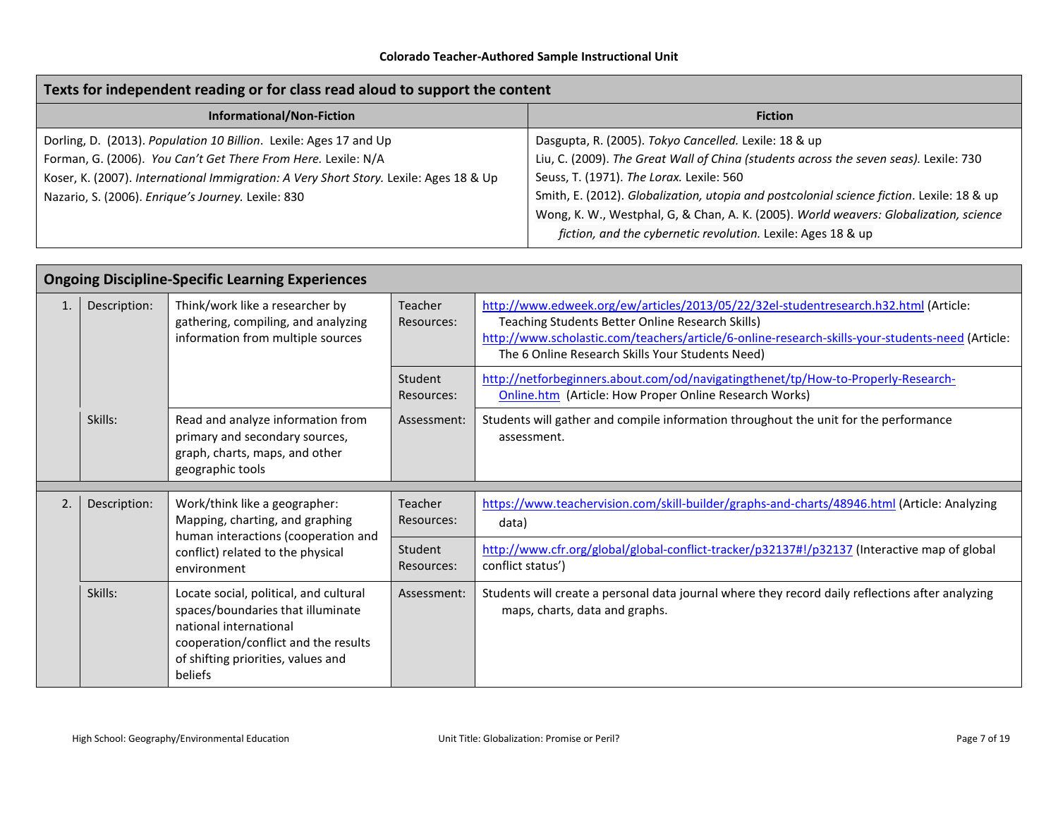## Texts for independent reading or for class read aloud to support the content

| Informational/Non-Fiction | Fiction |
|---|---|
| Dorling, D. (2013). *Population 10 Billion*. Lexile: Ages 17 and Up<br>Forman, G. (2006). *You Can't Get There From Here.* Lexile: N/A<br>Koser, K. (2007). *International Immigration: A Very Short Story.* Lexile: Ages 18 & Up<br>Nazario, S. (2006). *Enrique's Journey.* Lexile: 830 | Dasgupta, R. (2005). *Tokyo Cancelled.* Lexile: 18 & up<br>Liu, C. (2009). *The Great Wall of China (students across the seven seas).* Lexile: 730<br>Seuss, T. (1971). *The Lorax.* Lexile: 560<br>Smith, E. (2012). *Globalization, utopia and postcolonial science fiction*. Lexile: 18 & up<br>Wong, K. W., Westphal, G, & Chan, A. K. (2005). *World weavers: Globalization, science fiction, and the cybernetic revolution.* Lexile: Ages 18 & up |

## Ongoing Discipline-Specific Learning Experiences

| | | | | |
|---|---|---|---|---|
| 1. | Description: | Think/work like a researcher by gathering, compiling, and analyzing information from multiple sources | Teacher Resources: | http://www.edweek.org/ew/articles/2013/05/22/32el-studentresearch.h32.html (Article: Teaching Students Better Online Research Skills)<br>http://www.scholastic.com/teachers/article/6-online-research-skills-your-students-need (Article: The 6 Online Research Skills Your Students Need) |
| | | | Student Resources: | http://netforbeginners.about.com/od/navigatingthenet/tp/How-to-Properly-Research-Online.htm (Article: How Proper Online Research Works) |
| | Skills: | Read and analyze information from primary and secondary sources, graph, charts, maps, and other geographic tools | Assessment: | Students will gather and compile information throughout the unit for the performance assessment. |
| 2. | Description: | Work/think like a geographer: Mapping, charting, and graphing human interactions (cooperation and conflict) related to the physical environment | Teacher Resources: | https://www.teachervision.com/skill-builder/graphs-and-charts/48946.html (Article: Analyzing data) |
| | | | Student Resources: | http://www.cfr.org/global/global-conflict-tracker/p32137#!/p32137 (Interactive map of global conflict status') |
| | Skills: | Locate social, political, and cultural spaces/boundaries that illuminate national international cooperation/conflict and the results of shifting priorities, values and beliefs | Assessment: | Students will create a personal data journal where they record daily reflections after analyzing maps, charts, data and graphs. |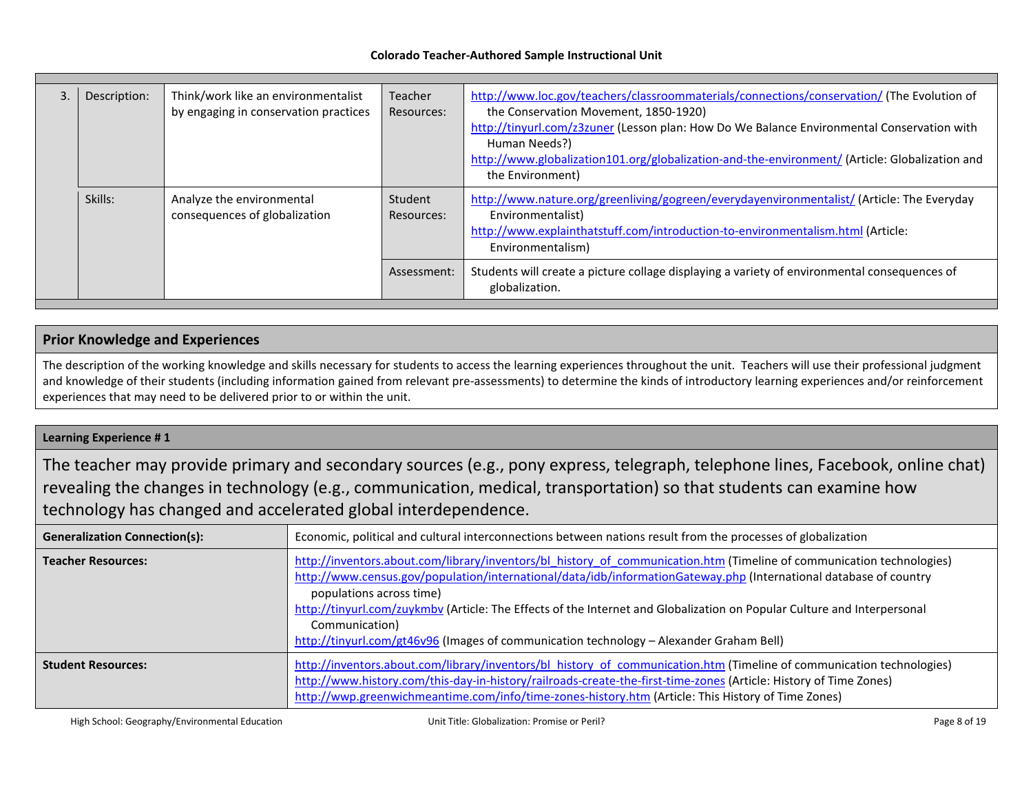| 3. | Description: | Think/work like an environmentalist by engaging in conservation practices | Teacher Resources: | http://www.loc.gov/teachers/classroommaterials/connections/conservation/ (The Evolution of the Conservation Movement, 1850-1920)<br>http://tinyurl.com/z3zuner (Lesson plan: How Do We Balance Environmental Conservation with Human Needs?)<br>http://www.globalization101.org/globalization-and-the-environment/ (Article: Globalization and the Environment) |
|---|---|---|---|---|
| | Skills: | Analyze the environmental consequences of globalization | Student Resources: | http://www.nature.org/greenliving/gogreen/everydayenvironmentalist/ (Article: The Everyday Environmentalist)<br>http://www.explainthatstuff.com/introduction-to-environmentalism.html (Article: Environmentalism) |
| | | | Assessment: | Students will create a picture collage displaying a variety of environmental consequences of globalization. |

## Prior Knowledge and Experiences

The description of the working knowledge and skills necessary for students to access the learning experiences throughout the unit. Teachers will use their professional judgment and knowledge of their students (including information gained from relevant pre-assessments) to determine the kinds of introductory learning experiences and/or reinforcement experiences that may need to be delivered prior to or within the unit.

## Learning Experience # 1

The teacher may provide primary and secondary sources (e.g., pony express, telegraph, telephone lines, Facebook, online chat) revealing the changes in technology (e.g., communication, medical, transportation) so that students can examine how technology has changed and accelerated global interdependence.

| | |
|---|---|
| **Generalization Connection(s):** | Economic, political and cultural interconnections between nations result from the processes of globalization |
| **Teacher Resources:** | http://inventors.about.com/library/inventors/bl_history_of_communication.htm (Timeline of communication technologies)<br>http://www.census.gov/population/international/data/idb/informationGateway.php (International database of country populations across time)<br>http://tinyurl.com/zuykmbv (Article: The Effects of the Internet and Globalization on Popular Culture and Interpersonal Communication)<br>http://tinyurl.com/gt46v96 (Images of communication technology – Alexander Graham Bell) |
| **Student Resources:** | http://inventors.about.com/library/inventors/bl_history_of_communication.htm (Timeline of communication technologies)<br>http://www.history.com/this-day-in-history/railroads-create-the-first-time-zones (Article: History of Time Zones)<br>http://wwp.greenwichmeantime.com/info/time-zones-history.htm (Article: This History of Time Zones) |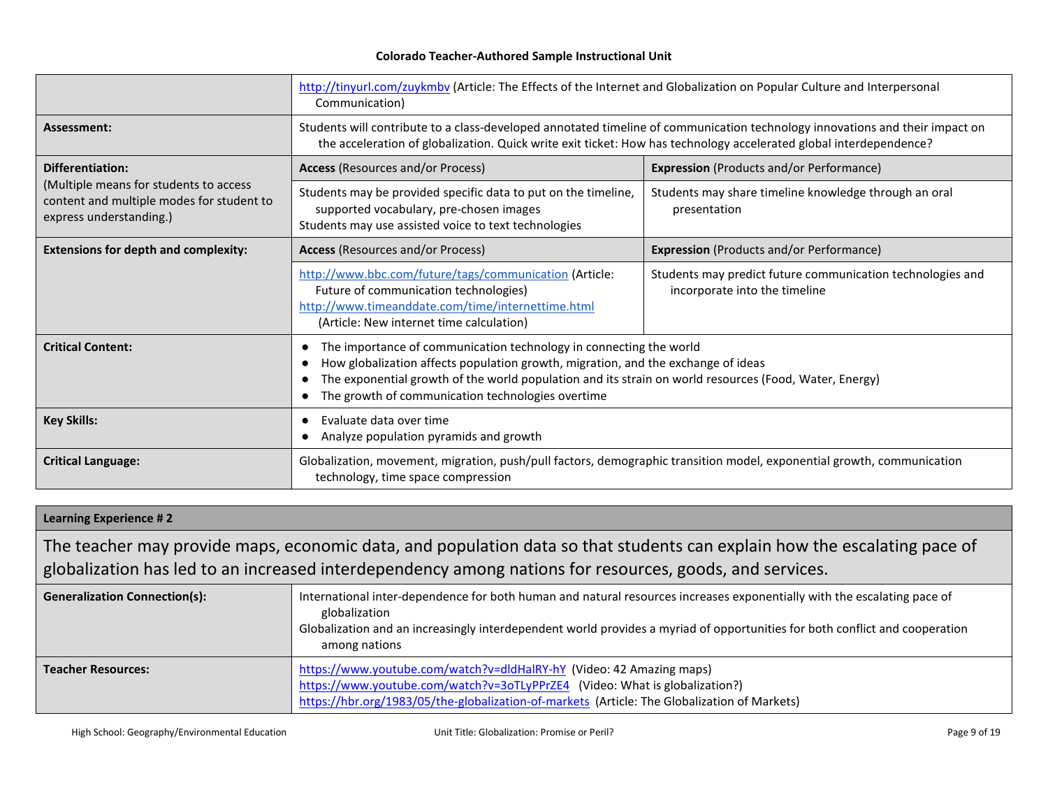| | | |
|---|---|---|
| | [http://tinyurl.com/zuykmbv](http://tinyurl.com/zuykmbv) (Article: The Effects of the Internet and Globalization on Popular Culture and Interpersonal Communication) | |
| **Assessment:** | Students will contribute to a class-developed annotated timeline of communication technology innovations and their impact on the acceleration of globalization. Quick write exit ticket: How has technology accelerated global interdependence? | |
| **Differentiation:** (Multiple means for students to access content and multiple modes for student to express understanding.) | **Access** (Resources and/or Process) | **Expression** (Products and/or Performance) |
| | Students may be provided specific data to put on the timeline, supported vocabulary, pre-chosen images<br>Students may use assisted voice to text technologies | Students may share timeline knowledge through an oral presentation |
| **Extensions for depth and complexity:** | **Access** (Resources and/or Process) | **Expression** (Products and/or Performance) |
| | [http://www.bbc.com/future/tags/communication](http://www.bbc.com/future/tags/communication) (Article: Future of communication technologies)<br>[http://www.timeanddate.com/time/internettime.html](http://www.timeanddate.com/time/internettime.html) (Article: New internet time calculation) | Students may predict future communication technologies and incorporate into the timeline |
| **Critical Content:** | ● The importance of communication technology in connecting the world<br>● How globalization affects population growth, migration, and the exchange of ideas<br>● The exponential growth of the world population and its strain on world resources (Food, Water, Energy)<br>● The growth of communication technologies overtime | |
| **Key Skills:** | ● Evaluate data over time<br>● Analyze population pyramids and growth | |
| **Critical Language:** | Globalization, movement, migration, push/pull factors, demographic transition model, exponential growth, communication technology, time space compression | |

| **Learning Experience # 2** | |
|---|---|
| The teacher may provide maps, economic data, and population data so that students can explain how the escalating pace of globalization has led to an increased interdependency among nations for resources, goods, and services. | |
| **Generalization Connection(s):** | International inter-dependence for both human and natural resources increases exponentially with the escalating pace of globalization<br>Globalization and an increasingly interdependent world provides a myriad of opportunities for both conflict and cooperation among nations |
| **Teacher Resources:** | [https://www.youtube.com/watch?v=dldHalRY-hY](https://www.youtube.com/watch?v=dldHalRY-hY) (Video: 42 Amazing maps)<br>[https://www.youtube.com/watch?v=3oTLyPPrZE4](https://www.youtube.com/watch?v=3oTLyPPrZE4) (Video: What is globalization?)<br>[https://hbr.org/1983/05/the-globalization-of-markets](https://hbr.org/1983/05/the-globalization-of-markets) (Article: The Globalization of Markets) |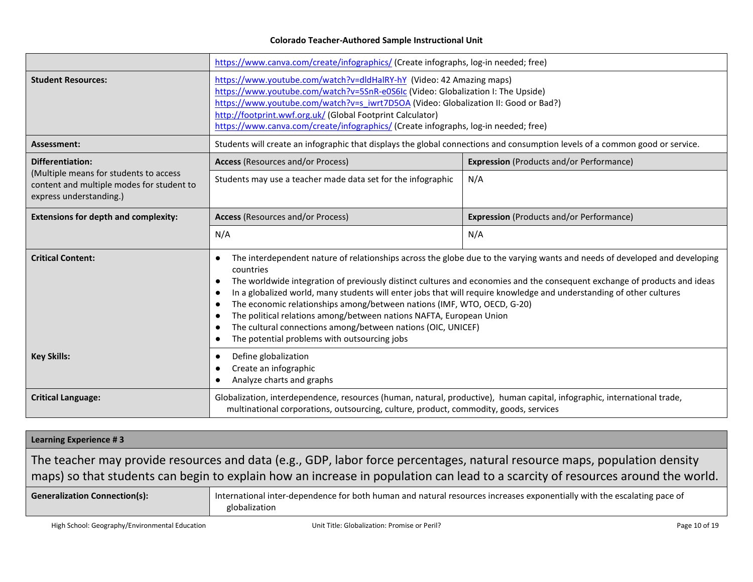| | | |
|---|---|---|
| | https://www.canva.com/create/infographics/ (Create infographs, log-in needed; free) | |
| **Student Resources:** | https://www.youtube.com/watch?v=dldHalRY-hY (Video: 42 Amazing maps)<br>https://www.youtube.com/watch?v=5SnR-e0S6Ic (Video: Globalization I: The Upside)<br>https://www.youtube.com/watch?v=s_iwrt7D5OA (Video: Globalization II: Good or Bad?)<br>http://footprint.wwf.org.uk/ (Global Footprint Calculator)<br>https://www.canva.com/create/infographics/ (Create infographs, log-in needed; free) | |
| **Assessment:** | Students will create an infographic that displays the global connections and consumption levels of a common good or service. | |
| **Differentiation:**<br>(Multiple means for students to access content and multiple modes for student to express understanding.) | **Access** (Resources and/or Process) | **Expression** (Products and/or Performance) |
| | Students may use a teacher made data set for the infographic | N/A |
| **Extensions for depth and complexity:** | **Access** (Resources and/or Process) | **Expression** (Products and/or Performance) |
| | N/A | N/A |
| **Critical Content:** | • The interdependent nature of relationships across the globe due to the varying wants and needs of developed and developing countries<br>• The worldwide integration of previously distinct cultures and economies and the consequent exchange of products and ideas<br>• In a globalized world, many students will enter jobs that will require knowledge and understanding of other cultures<br>• The economic relationships among/between nations (IMF, WTO, OECD, G-20)<br>• The political relations among/between nations NAFTA, European Union<br>• The cultural connections among/between nations (OIC, UNICEF)<br>• The potential problems with outsourcing jobs | |
| **Key Skills:** | • Define globalization<br>• Create an infographic<br>• Analyze charts and graphs | |
| **Critical Language:** | Globalization, interdependence, resources (human, natural, productive), human capital, infographic, international trade, multinational corporations, outsourcing, culture, product, commodity, goods, services | |

| **Learning Experience # 3** | |
|---|---|
| The teacher may provide resources and data (e.g., GDP, labor force percentages, natural resource maps, population density maps) so that students can begin to explain how an increase in population can lead to a scarcity of resources around the world. | |
| **Generalization Connection(s):** | International inter-dependence for both human and natural resources increases exponentially with the escalating pace of globalization |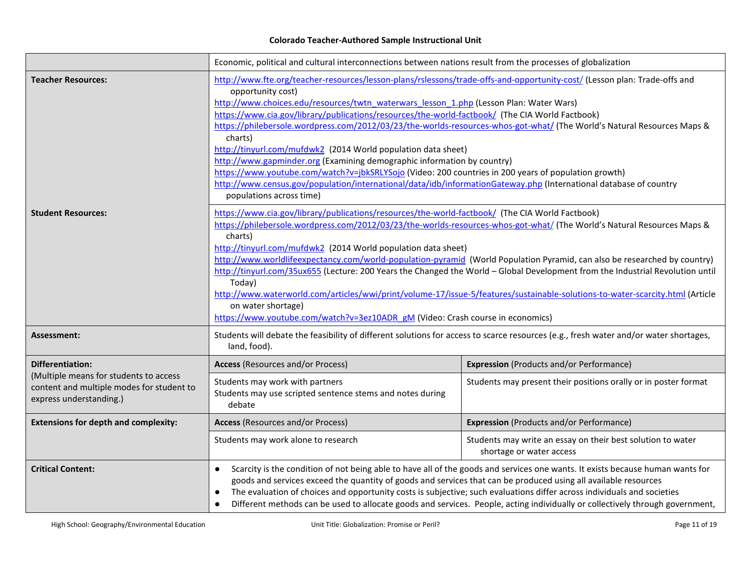| | | |
|---|---|---|
| | Economic, political and cultural interconnections between nations result from the processes of globalization | |
| **Teacher Resources:** | http://www.fte.org/teacher-resources/lesson-plans/rslessons/trade-offs-and-opportunity-cost/ (Lesson plan: Trade-offs and opportunity cost)<br>http://www.choices.edu/resources/twtn_waterwars_lesson_1.php (Lesson Plan: Water Wars)<br>https://www.cia.gov/library/publications/resources/the-world-factbook/ (The CIA World Factbook)<br>https://philebersole.wordpress.com/2012/03/23/the-worlds-resources-whos-got-what/ (The World's Natural Resources Maps & charts)<br>http://tinyurl.com/mufdwk2 (2014 World population data sheet)<br>http://www.gapminder.org (Examining demographic information by country)<br>https://www.youtube.com/watch?v=jbkSRLYSojo (Video: 200 countries in 200 years of population growth)<br>http://www.census.gov/population/international/data/idb/informationGateway.php (International database of country populations across time) | |
| **Student Resources:** | https://www.cia.gov/library/publications/resources/the-world-factbook/ (The CIA World Factbook)<br>https://philebersole.wordpress.com/2012/03/23/the-worlds-resources-whos-got-what/ (The World's Natural Resources Maps & charts)<br>http://tinyurl.com/mufdwk2 (2014 World population data sheet)<br>http://www.worldlifeexpectancy.com/world-population-pyramid (World Population Pyramid, can also be researched by country)<br>http://tinyurl.com/35ux655 (Lecture: 200 Years the Changed the World – Global Development from the Industrial Revolution until Today)<br>http://www.waterworld.com/articles/wwi/print/volume-17/issue-5/features/sustainable-solutions-to-water-scarcity.html (Article on water shortage)<br>https://www.youtube.com/watch?v=3ez10ADR_gM (Video: Crash course in economics) | |
| **Assessment:** | Students will debate the feasibility of different solutions for access to scarce resources (e.g., fresh water and/or water shortages, land, food). | |
| **Differentiation:**<br>(Multiple means for students to access content and multiple modes for student to express understanding.) | **Access** (Resources and/or Process) | **Expression** (Products and/or Performance) |
| | Students may work with partners<br>Students may use scripted sentence stems and notes during debate | Students may present their positions orally or in poster format |
| **Extensions for depth and complexity:** | **Access** (Resources and/or Process) | **Expression** (Products and/or Performance) |
| | Students may work alone to research | Students may write an essay on their best solution to water shortage or water access |
| **Critical Content:** | • Scarcity is the condition of not being able to have all of the goods and services one wants. It exists because human wants for goods and services exceed the quantity of goods and services that can be produced using all available resources<br>• The evaluation of choices and opportunity costs is subjective; such evaluations differ across individuals and societies<br>• Different methods can be used to allocate goods and services. People, acting individually or collectively through government, | |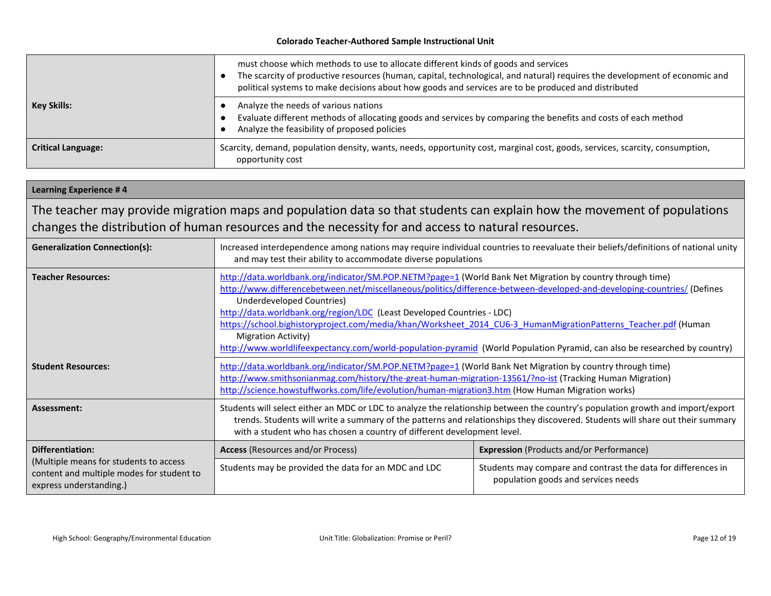| | |
|---|---|
| | must choose which methods to use to allocate different kinds of goods and services<br>• The scarcity of productive resources (human, capital, technological, and natural) requires the development of economic and political systems to make decisions about how goods and services are to be produced and distributed |
| **Key Skills:** | • Analyze the needs of various nations<br>• Evaluate different methods of allocating goods and services by comparing the benefits and costs of each method<br>• Analyze the feasibility of proposed policies |
| **Critical Language:** | Scarcity, demand, population density, wants, needs, opportunity cost, marginal cost, goods, services, scarcity, consumption, opportunity cost |

| **Learning Experience # 4** | | |
|---|---|---|
| The teacher may provide migration maps and population data so that students can explain how the movement of populations changes the distribution of human resources and the necessity for and access to natural resources. | | |
| **Generalization Connection(s):** | Increased interdependence among nations may require individual countries to reevaluate their beliefs/definitions of national unity and may test their ability to accommodate diverse populations | |
| **Teacher Resources:** | http://data.worldbank.org/indicator/SM.POP.NETM?page=1 (World Bank Net Migration by country through time)<br>http://www.differencebetween.net/miscellaneous/politics/difference-between-developed-and-developing-countries/ (Defines Underdeveloped Countries)<br>http://data.worldbank.org/region/LDC (Least Developed Countries - LDC)<br>https://school.bighistoryproject.com/media/khan/Worksheet_2014_CU6-3_HumanMigrationPatterns_Teacher.pdf (Human Migration Activity)<br>http://www.worldlifeexpectancy.com/world-population-pyramid (World Population Pyramid, can also be researched by country) | |
| **Student Resources:** | http://data.worldbank.org/indicator/SM.POP.NETM?page=1 (World Bank Net Migration by country through time)<br>http://www.smithsonianmag.com/history/the-great-human-migration-13561/?no-ist (Tracking Human Migration)<br>http://science.howstuffworks.com/life/evolution/human-migration3.htm (How Human Migration works) | |
| **Assessment:** | Students will select either an MDC or LDC to analyze the relationship between the country's population growth and import/export trends. Students will write a summary of the patterns and relationships they discovered. Students will share out their summary with a student who has chosen a country of different development level. | |
| **Differentiation:**<br>(Multiple means for students to access content and multiple modes for student to express understanding.) | **Access** (Resources and/or Process) | **Expression** (Products and/or Performance) |
| | Students may be provided the data for an MDC and LDC | Students may compare and contrast the data for differences in population goods and services needs |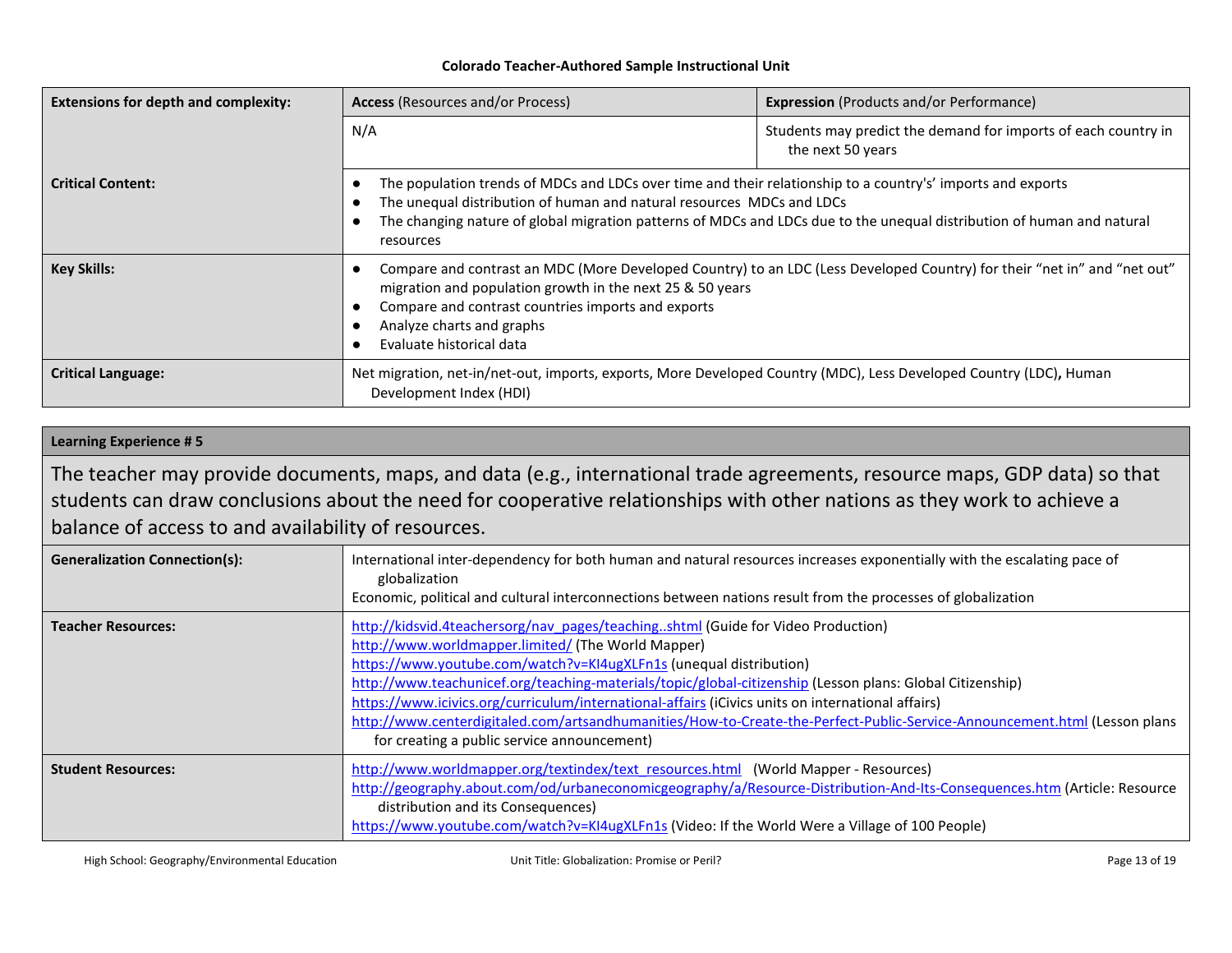| Extensions for depth and complexity: | Access (Resources and/or Process) | Expression (Products and/or Performance) |
|---|---|---|
| | N/A | Students may predict the demand for imports of each country in the next 50 years |
| Critical Content: | • The population trends of MDCs and LDCs over time and their relationship to a country's' imports and exports<br>• The unequal distribution of human and natural resources MDCs and LDCs<br>• The changing nature of global migration patterns of MDCs and LDCs due to the unequal distribution of human and natural resources | |
| Key Skills: | • Compare and contrast an MDC (More Developed Country) to an LDC (Less Developed Country) for their "net in" and "net out" migration and population growth in the next 25 & 50 years<br>• Compare and contrast countries imports and exports<br>• Analyze charts and graphs<br>• Evaluate historical data | |
| Critical Language: | Net migration, net-in/net-out, imports, exports, More Developed Country (MDC), Less Developed Country (LDC), Human Development Index (HDI) | |

| Learning Experience # 5 | |
|---|---|
| The teacher may provide documents, maps, and data (e.g., international trade agreements, resource maps, GDP data) so that students can draw conclusions about the need for cooperative relationships with other nations as they work to achieve a balance of access to and availability of resources. | |
| Generalization Connection(s): | International inter-dependency for both human and natural resources increases exponentially with the escalating pace of globalization<br>Economic, political and cultural interconnections between nations result from the processes of globalization |
| Teacher Resources: | http://kidsvid.4teachersorg/nav_pages/teaching..shtml (Guide for Video Production)<br>http://www.worldmapper.limited/ (The World Mapper)<br>https://www.youtube.com/watch?v=Kl4ugXLFn1s (unequal distribution)<br>http://www.teachunicef.org/teaching-materials/topic/global-citizenship (Lesson plans: Global Citizenship)<br>https://www.icivics.org/curriculum/international-affairs (iCivics units on international affairs)<br>http://www.centerdigitaled.com/artsandhumanities/How-to-Create-the-Perfect-Public-Service-Announcement.html (Lesson plans for creating a public service announcement) |
| Student Resources: | http://www.worldmapper.org/textindex/text_resources.html (World Mapper - Resources)<br>http://geography.about.com/od/urbaneconomicgeography/a/Resource-Distribution-And-Its-Consequences.htm (Article: Resource distribution and its Consequences)<br>https://www.youtube.com/watch?v=Kl4ugXLFn1s (Video: If the World Were a Village of 100 People) |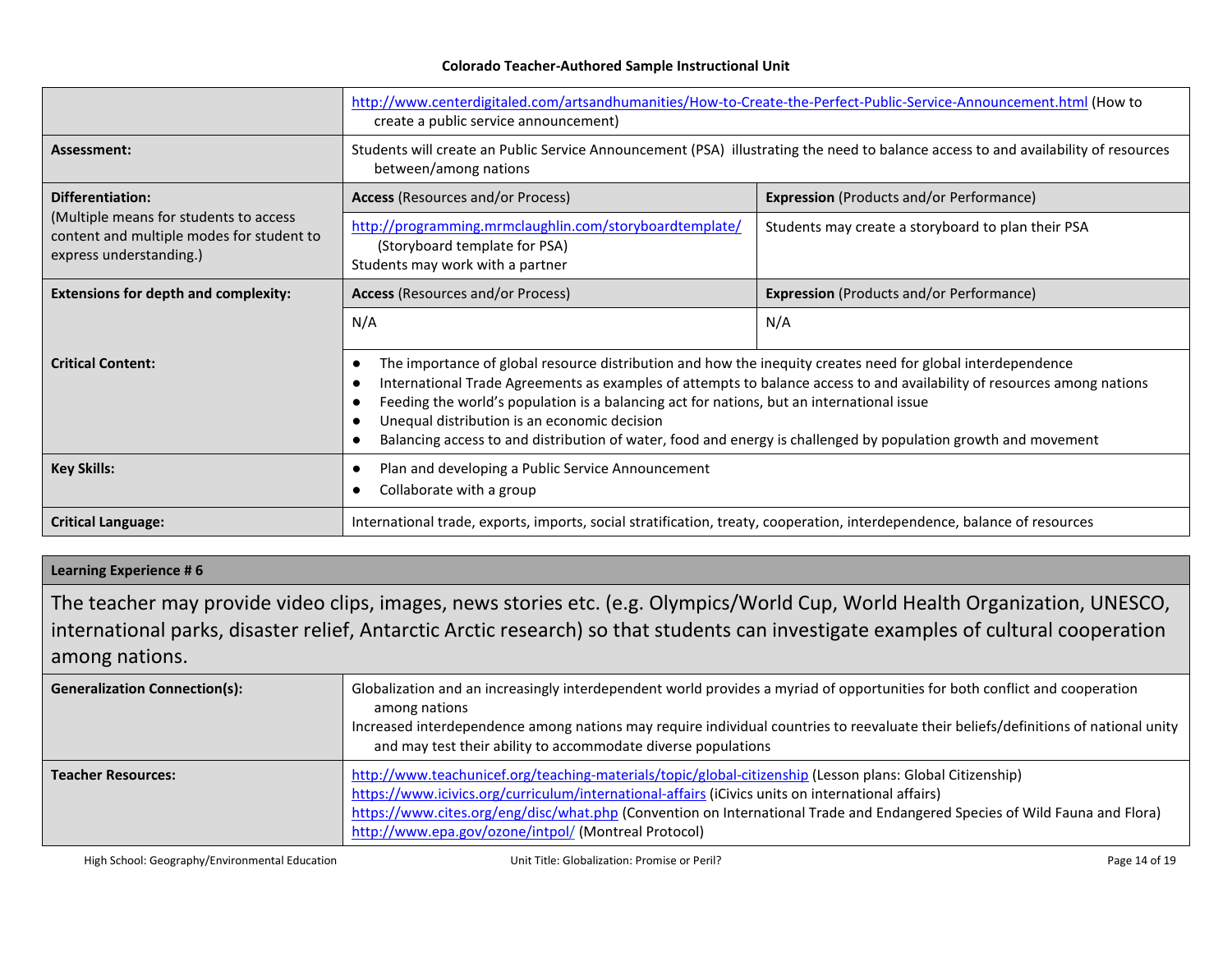| | | |
|---|---|---|
| | http://www.centerdigitaled.com/artsandhumanities/How-to-Create-the-Perfect-Public-Service-Announcement.html (How to create a public service announcement) | |
| **Assessment:** | Students will create an Public Service Announcement (PSA) illustrating the need to balance access to and availability of resources between/among nations | |
| **Differentiation:** (Multiple means for students to access content and multiple modes for student to express understanding.) | **Access** (Resources and/or Process) | **Expression** (Products and/or Performance) |
| | http://programming.mrmclaughlin.com/storyboardtemplate/ (Storyboard template for PSA)<br>Students may work with a partner | Students may create a storyboard to plan their PSA |
| **Extensions for depth and complexity:** | **Access** (Resources and/or Process) | **Expression** (Products and/or Performance) |
| | N/A | N/A |
| **Critical Content:** | • The importance of global resource distribution and how the inequity creates need for global interdependence<br>• International Trade Agreements as examples of attempts to balance access to and availability of resources among nations<br>• Feeding the world's population is a balancing act for nations, but an international issue<br>• Unequal distribution is an economic decision<br>• Balancing access to and distribution of water, food and energy is challenged by population growth and movement | |
| **Key Skills:** | • Plan and developing a Public Service Announcement<br>• Collaborate with a group | |
| **Critical Language:** | International trade, exports, imports, social stratification, treaty, cooperation, interdependence, balance of resources | |

| **Learning Experience # 6** | |
|---|---|
| The teacher may provide video clips, images, news stories etc. (e.g. Olympics/World Cup, World Health Organization, UNESCO, international parks, disaster relief, Antarctic Arctic research) so that students can investigate examples of cultural cooperation among nations. | |
| **Generalization Connection(s):** | Globalization and an increasingly interdependent world provides a myriad of opportunities for both conflict and cooperation among nations<br>Increased interdependence among nations may require individual countries to reevaluate their beliefs/definitions of national unity and may test their ability to accommodate diverse populations |
| **Teacher Resources:** | http://www.teachunicef.org/teaching-materials/topic/global-citizenship (Lesson plans: Global Citizenship)<br>https://www.icivics.org/curriculum/international-affairs (iCivics units on international affairs)<br>https://www.cites.org/eng/disc/what.php (Convention on International Trade and Endangered Species of Wild Fauna and Flora)<br>http://www.epa.gov/ozone/intpol/ (Montreal Protocol) |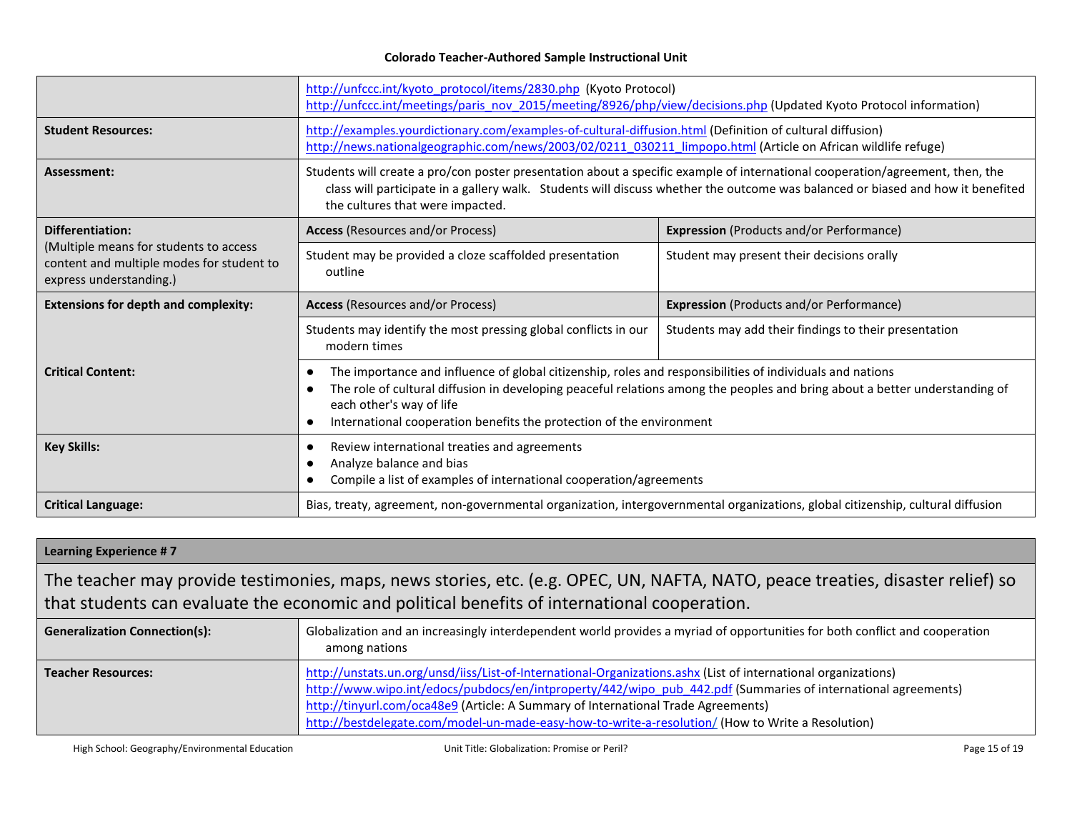| | | |
|---|---|---|
| | http://unfccc.int/kyoto_protocol/items/2830.php (Kyoto Protocol)<br>http://unfccc.int/meetings/paris_nov_2015/meeting/8926/php/view/decisions.php (Updated Kyoto Protocol information) | |
| **Student Resources:** | http://examples.yourdictionary.com/examples-of-cultural-diffusion.html (Definition of cultural diffusion)<br>http://news.nationalgeographic.com/news/2003/02/0211_030211_limpopo.html (Article on African wildlife refuge) | |
| **Assessment:** | Students will create a pro/con poster presentation about a specific example of international cooperation/agreement, then, the class will participate in a gallery walk. Students will discuss whether the outcome was balanced or biased and how it benefited the cultures that were impacted. | |
| **Differentiation:**<br>(Multiple means for students to access content and multiple modes for student to express understanding.) | **Access** (Resources and/or Process) | **Expression** (Products and/or Performance) |
| | Student may be provided a cloze scaffolded presentation outline | Student may present their decisions orally |
| **Extensions for depth and complexity:** | **Access** (Resources and/or Process) | **Expression** (Products and/or Performance) |
| | Students may identify the most pressing global conflicts in our modern times | Students may add their findings to their presentation |
| **Critical Content:** | • The importance and influence of global citizenship, roles and responsibilities of individuals and nations<br>• The role of cultural diffusion in developing peaceful relations among the peoples and bring about a better understanding of each other's way of life<br>• International cooperation benefits the protection of the environment | |
| **Key Skills:** | • Review international treaties and agreements<br>• Analyze balance and bias<br>• Compile a list of examples of international cooperation/agreements | |
| **Critical Language:** | Bias, treaty, agreement, non-governmental organization, intergovernmental organizations, global citizenship, cultural diffusion | |

| **Learning Experience # 7** | |
|---|---|
| The teacher may provide testimonies, maps, news stories, etc. (e.g. OPEC, UN, NAFTA, NATO, peace treaties, disaster relief) so that students can evaluate the economic and political benefits of international cooperation. | |
| **Generalization Connection(s):** | Globalization and an increasingly interdependent world provides a myriad of opportunities for both conflict and cooperation among nations |
| **Teacher Resources:** | http://unstats.un.org/unsd/iiss/List-of-International-Organizations.ashx (List of international organizations)<br>http://www.wipo.int/edocs/pubdocs/en/intproperty/442/wipo_pub_442.pdf (Summaries of international agreements)<br>http://tinyurl.com/oca48e9 (Article: A Summary of International Trade Agreements)<br>http://bestdelegate.com/model-un-made-easy-how-to-write-a-resolution/ (How to Write a Resolution) |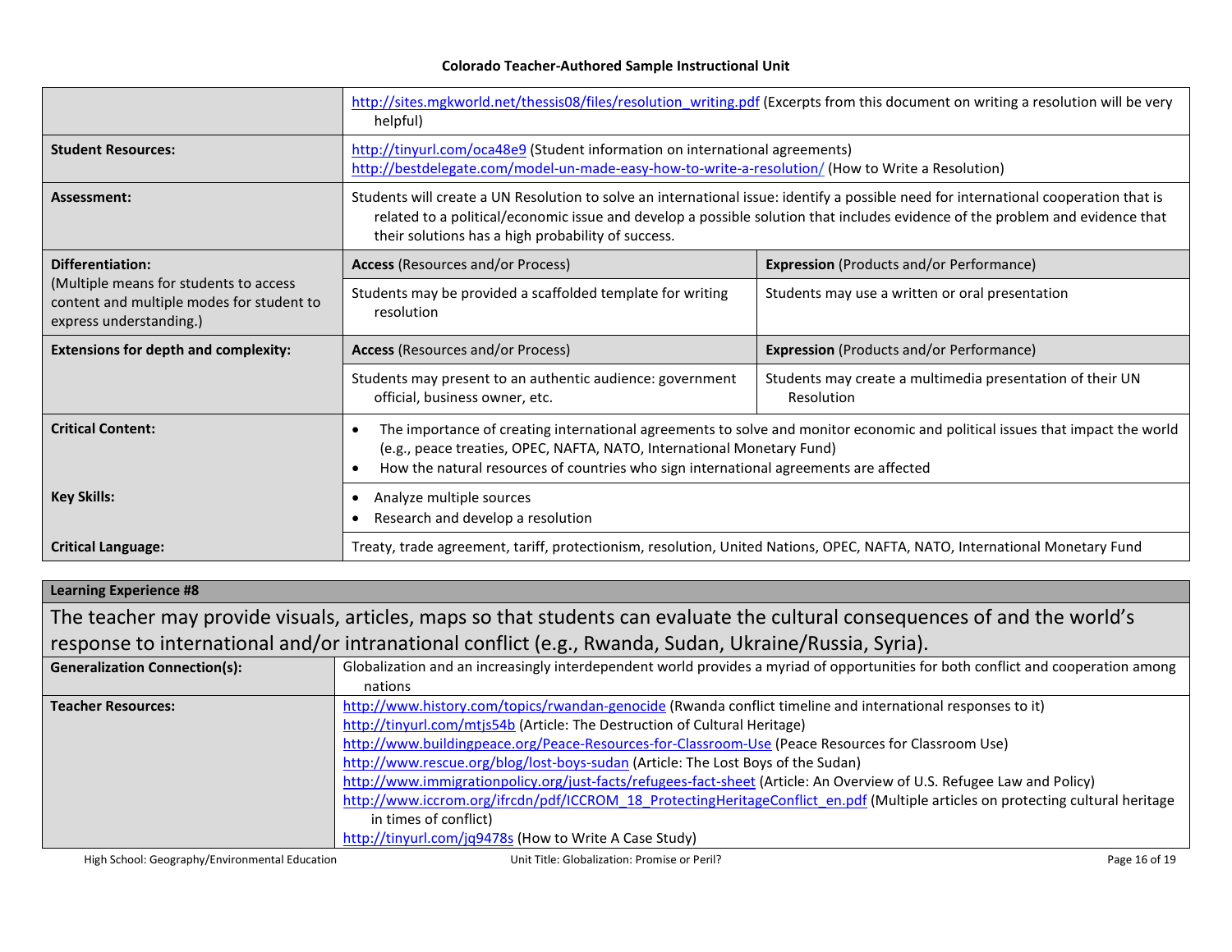| | | |
|---|---|---|
| | http://sites.mgkworld.net/thessis08/files/resolution_writing.pdf (Excerpts from this document on writing a resolution will be very helpful) | |
| **Student Resources:** | http://tinyurl.com/oca48e9 (Student information on international agreements)<br>http://bestdelegate.com/model-un-made-easy-how-to-write-a-resolution/ (How to Write a Resolution) | |
| **Assessment:** | Students will create a UN Resolution to solve an international issue: identify a possible need for international cooperation that is related to a political/economic issue and develop a possible solution that includes evidence of the problem and evidence that their solutions has a high probability of success. | |
| **Differentiation:**<br>(Multiple means for students to access content and multiple modes for student to express understanding.) | **Access** (Resources and/or Process) | **Expression** (Products and/or Performance) |
| | Students may be provided a scaffolded template for writing resolution | Students may use a written or oral presentation |
| **Extensions for depth and complexity:** | **Access** (Resources and/or Process) | **Expression** (Products and/or Performance) |
| | Students may present to an authentic audience: government official, business owner, etc. | Students may create a multimedia presentation of their UN Resolution |
| **Critical Content:** | • The importance of creating international agreements to solve and monitor economic and political issues that impact the world (e.g., peace treaties, OPEC, NAFTA, NATO, International Monetary Fund)<br>• How the natural resources of countries who sign international agreements are affected | |
| **Key Skills:** | • Analyze multiple sources<br>• Research and develop a resolution | |
| **Critical Language:** | Treaty, trade agreement, tariff, protectionism, resolution, United Nations, OPEC, NAFTA, NATO, International Monetary Fund | |

**Learning Experience #8**

The teacher may provide visuals, articles, maps so that students can evaluate the cultural consequences of and the world's response to international and/or intranational conflict (e.g., Rwanda, Sudan, Ukraine/Russia, Syria).

| | |
|---|---|
| **Generalization Connection(s):** | Globalization and an increasingly interdependent world provides a myriad of opportunities for both conflict and cooperation among nations |
| **Teacher Resources:** | http://www.history.com/topics/rwandan-genocide (Rwanda conflict timeline and international responses to it)<br>http://tinyurl.com/mtjs54b (Article: The Destruction of Cultural Heritage)<br>http://www.buildingpeace.org/Peace-Resources-for-Classroom-Use (Peace Resources for Classroom Use)<br>http://www.rescue.org/blog/lost-boys-sudan (Article: The Lost Boys of the Sudan)<br>http://www.immigrationpolicy.org/just-facts/refugees-fact-sheet (Article: An Overview of U.S. Refugee Law and Policy)<br>http://www.iccrom.org/ifrcdn/pdf/ICCROM_18_ProtectingHeritageConflict_en.pdf (Multiple articles on protecting cultural heritage in times of conflict)<br>http://tinyurl.com/jq9478s (How to Write A Case Study) |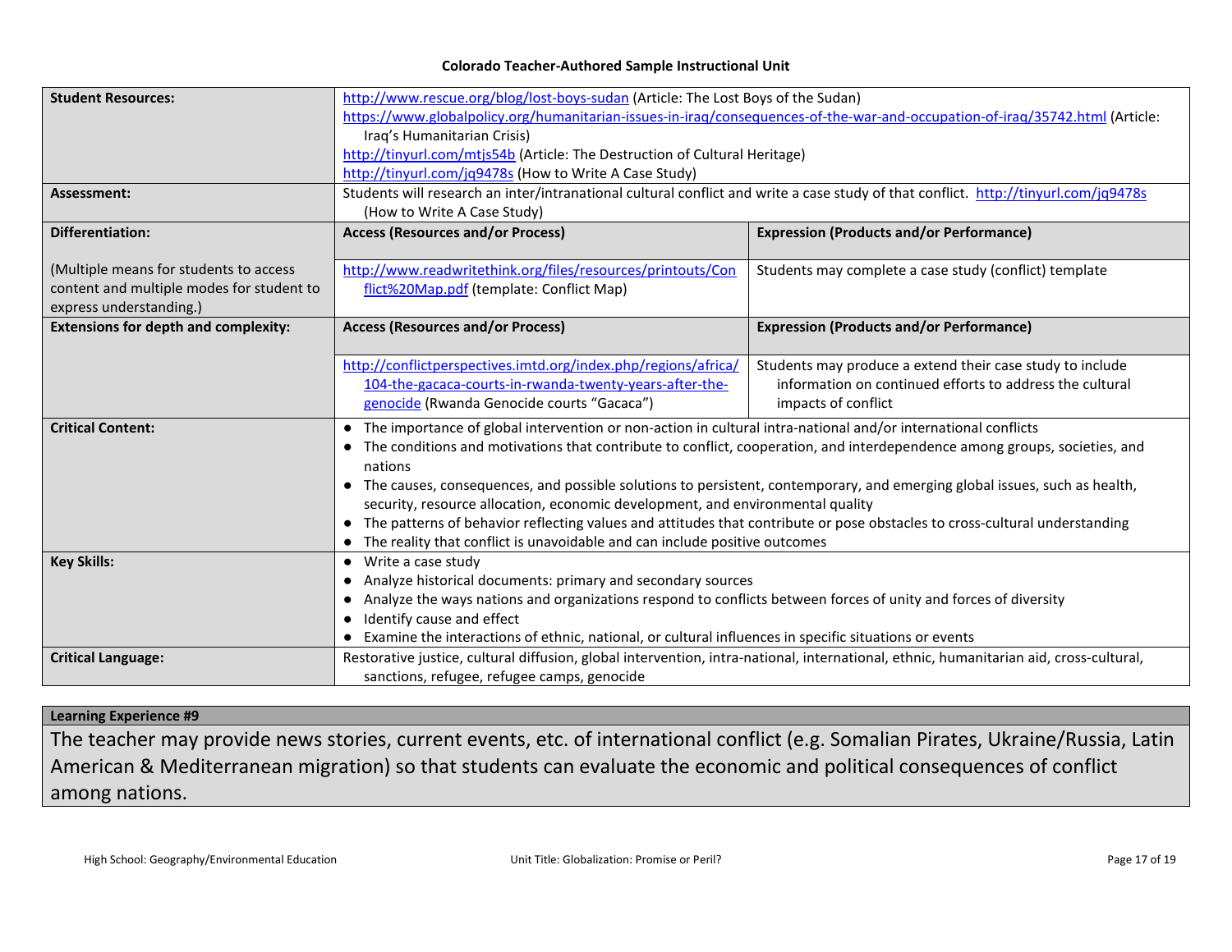| | | |
|---|---|---|
| **Student Resources:** | http://www.rescue.org/blog/lost-boys-sudan (Article: The Lost Boys of the Sudan)<br>https://www.globalpolicy.org/humanitarian-issues-in-iraq/consequences-of-the-war-and-occupation-of-iraq/35742.html (Article: Iraq's Humanitarian Crisis)<br>http://tinyurl.com/mtjs54b (Article: The Destruction of Cultural Heritage)<br>http://tinyurl.com/jq9478s (How to Write A Case Study) | |
| **Assessment:** | Students will research an inter/intranational cultural conflict and write a case study of that conflict. http://tinyurl.com/jq9478s (How to Write A Case Study) | |
| **Differentiation:**<br><br>(Multiple means for students to access content and multiple modes for student to express understanding.) | **Access (Resources and/or Process)**<br><br>http://www.readwritethink.org/files/resources/printouts/Conflict%20Map.pdf (template: Conflict Map) | **Expression (Products and/or Performance)**<br><br>Students may complete a case study (conflict) template |
| **Extensions for depth and complexity:** | **Access (Resources and/or Process)**<br><br>http://conflictperspectives.imtd.org/index.php/regions/africa/104-the-gacaca-courts-in-rwanda-twenty-years-after-the-genocide (Rwanda Genocide courts "Gacaca") | **Expression (Products and/or Performance)**<br><br>Students may produce a extend their case study to include information on continued efforts to address the cultural impacts of conflict |
| **Critical Content:** | • The importance of global intervention or non-action in cultural intra-national and/or international conflicts<br>• The conditions and motivations that contribute to conflict, cooperation, and interdependence among groups, societies, and nations<br>• The causes, consequences, and possible solutions to persistent, contemporary, and emerging global issues, such as health, security, resource allocation, economic development, and environmental quality<br>• The patterns of behavior reflecting values and attitudes that contribute or pose obstacles to cross-cultural understanding<br>• The reality that conflict is unavoidable and can include positive outcomes | |
| **Key Skills:** | • Write a case study<br>• Analyze historical documents: primary and secondary sources<br>• Analyze the ways nations and organizations respond to conflicts between forces of unity and forces of diversity<br>• Identify cause and effect<br>• Examine the interactions of ethnic, national, or cultural influences in specific situations or events | |
| **Critical Language:** | Restorative justice, cultural diffusion, global intervention, intra-national, international, ethnic, humanitarian aid, cross-cultural, sanctions, refugee, refugee camps, genocide | |

| **Learning Experience #9** |
|---|
| The teacher may provide news stories, current events, etc. of international conflict (e.g. Somalian Pirates, Ukraine/Russia, Latin American & Mediterranean migration) so that students can evaluate the economic and political consequences of conflict among nations. |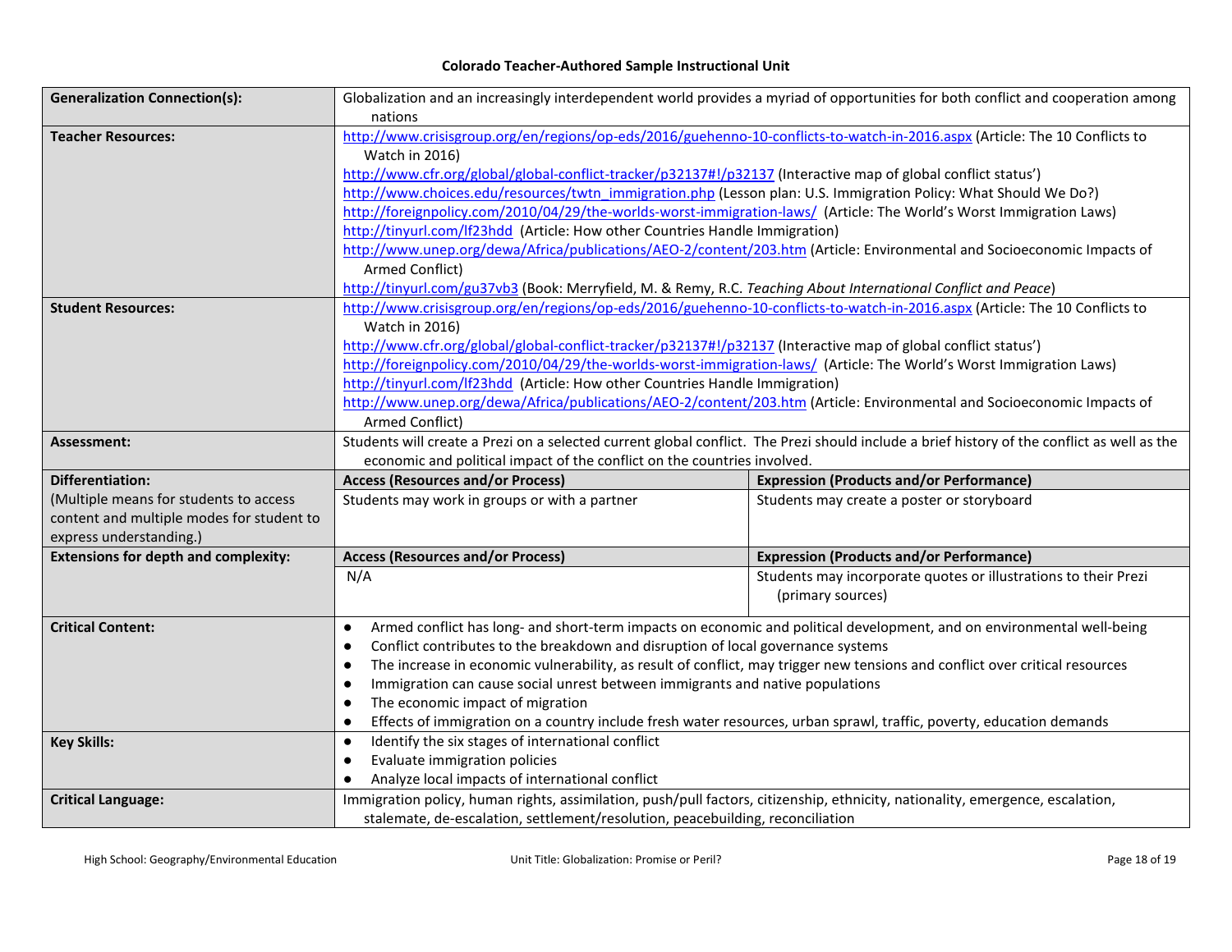| | | |
|---|---|---|
| **Generalization Connection(s):** | Globalization and an increasingly interdependent world provides a myriad of opportunities for both conflict and cooperation among nations | |
| **Teacher Resources:** | http://www.crisisgroup.org/en/regions/op-eds/2016/guehenno-10-conflicts-to-watch-in-2016.aspx (Article: The 10 Conflicts to Watch in 2016)<br>http://www.cfr.org/global/global-conflict-tracker/p32137#!/p32137 (Interactive map of global conflict status')<br>http://www.choices.edu/resources/twtn_immigration.php (Lesson plan: U.S. Immigration Policy: What Should We Do?)<br>http://foreignpolicy.com/2010/04/29/the-worlds-worst-immigration-laws/ (Article: The World's Worst Immigration Laws)<br>http://tinyurl.com/lf23hdd (Article: How other Countries Handle Immigration)<br>http://www.unep.org/dewa/Africa/publications/AEO-2/content/203.htm (Article: Environmental and Socioeconomic Impacts of Armed Conflict)<br>http://tinyurl.com/gu37vb3 (Book: Merryfield, M. & Remy, R.C. *Teaching About International Conflict and Peace*) | |
| **Student Resources:** | http://www.crisisgroup.org/en/regions/op-eds/2016/guehenno-10-conflicts-to-watch-in-2016.aspx (Article: The 10 Conflicts to Watch in 2016)<br>http://www.cfr.org/global/global-conflict-tracker/p32137#!/p32137 (Interactive map of global conflict status')<br>http://foreignpolicy.com/2010/04/29/the-worlds-worst-immigration-laws/ (Article: The World's Worst Immigration Laws)<br>http://tinyurl.com/lf23hdd (Article: How other Countries Handle Immigration)<br>http://www.unep.org/dewa/Africa/publications/AEO-2/content/203.htm (Article: Environmental and Socioeconomic Impacts of Armed Conflict) | |
| **Assessment:** | Students will create a Prezi on a selected current global conflict. The Prezi should include a brief history of the conflict as well as the economic and political impact of the conflict on the countries involved. | |
| **Differentiation:**<br>(Multiple means for students to access content and multiple modes for student to express understanding.) | **Access (Resources and/or Process)**<br>Students may work in groups or with a partner | **Expression (Products and/or Performance)**<br>Students may create a poster or storyboard |
| **Extensions for depth and complexity:** | **Access (Resources and/or Process)**<br>N/A | **Expression (Products and/or Performance)**<br>Students may incorporate quotes or illustrations to their Prezi (primary sources) |
| **Critical Content:** | • Armed conflict has long- and short-term impacts on economic and political development, and on environmental well-being<br>• Conflict contributes to the breakdown and disruption of local governance systems<br>• The increase in economic vulnerability, as result of conflict, may trigger new tensions and conflict over critical resources<br>• Immigration can cause social unrest between immigrants and native populations<br>• The economic impact of migration<br>• Effects of immigration on a country include fresh water resources, urban sprawl, traffic, poverty, education demands | |
| **Key Skills:** | • Identify the six stages of international conflict<br>• Evaluate immigration policies<br>• Analyze local impacts of international conflict | |
| **Critical Language:** | Immigration policy, human rights, assimilation, push/pull factors, citizenship, ethnicity, nationality, emergence, escalation, stalemate, de-escalation, settlement/resolution, peacebuilding, reconciliation | |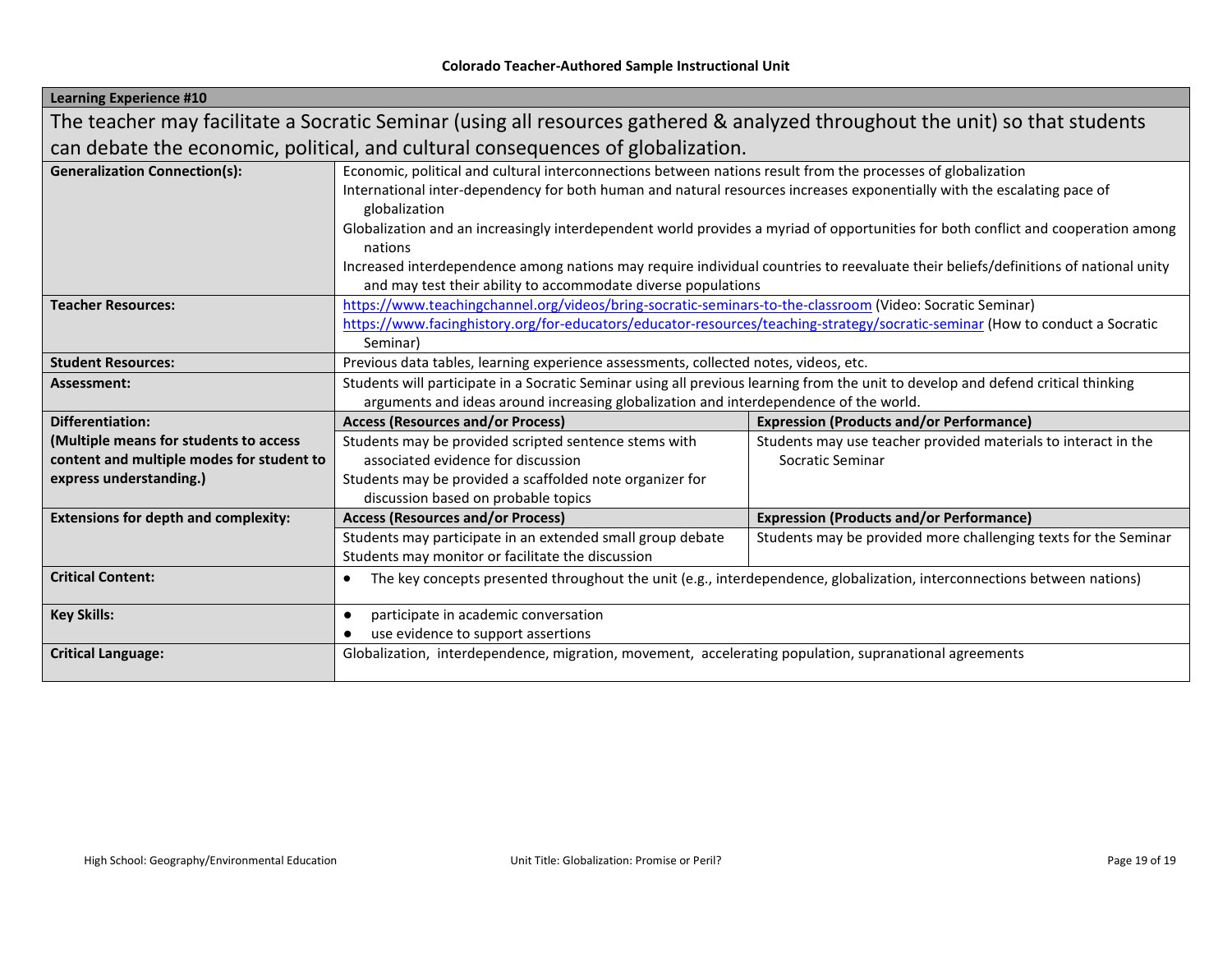| Learning Experience #10 | | |
|---|---|---|
| The teacher may facilitate a Socratic Seminar (using all resources gathered & analyzed throughout the unit) so that students can debate the economic, political, and cultural consequences of globalization. | | |
| **Generalization Connection(s):** | Economic, political and cultural interconnections between nations result from the processes of globalization<br>International inter-dependency for both human and natural resources increases exponentially with the escalating pace of globalization<br>Globalization and an increasingly interdependent world provides a myriad of opportunities for both conflict and cooperation among nations<br>Increased interdependence among nations may require individual countries to reevaluate their beliefs/definitions of national unity and may test their ability to accommodate diverse populations | |
| **Teacher Resources:** | https://www.teachingchannel.org/videos/bring-socratic-seminars-to-the-classroom (Video: Socratic Seminar)<br>https://www.facinghistory.org/for-educators/educator-resources/teaching-strategy/socratic-seminar (How to conduct a Socratic Seminar) | |
| **Student Resources:** | Previous data tables, learning experience assessments, collected notes, videos, etc. | |
| **Assessment:** | Students will participate in a Socratic Seminar using all previous learning from the unit to develop and defend critical thinking arguments and ideas around increasing globalization and interdependence of the world. | |
| **Differentiation:** | **Access (Resources and/or Process)** | **Expression (Products and/or Performance)** |
| **(Multiple means for students to access content and multiple modes for student to express understanding.)** | Students may be provided scripted sentence stems with associated evidence for discussion<br>Students may be provided a scaffolded note organizer for discussion based on probable topics | Students may use teacher provided materials to interact in the Socratic Seminar |
| **Extensions for depth and complexity:** | **Access (Resources and/or Process)** | **Expression (Products and/or Performance)** |
| | Students may participate in an extended small group debate<br>Students may monitor or facilitate the discussion | Students may be provided more challenging texts for the Seminar |
| **Critical Content:** | • The key concepts presented throughout the unit (e.g., interdependence, globalization, interconnections between nations) | |
| **Key Skills:** | • participate in academic conversation<br>• use evidence to support assertions | |
| **Critical Language:** | Globalization, interdependence, migration, movement, accelerating population, supranational agreements | |